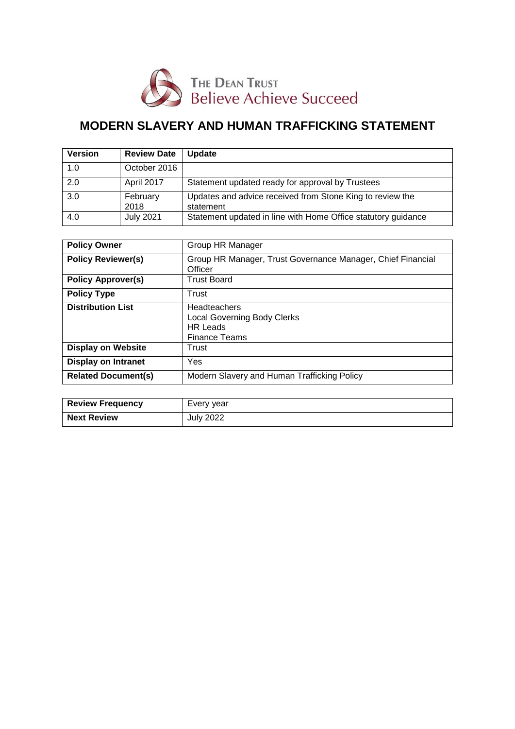THE DEAN TRUST
Believe Achieve Succeed

# MODERN SLAVERY AND HUMAN TRAFFICKING STATEMENT

| Version | Review Date | Update |
|---|---|---|
| 1.0 | October 2016 | |
| 2.0 | April 2017 | Statement updated ready for approval by Trustees |
| 3.0 | February 2018 | Updates and advice received from Stone King to review the statement |
| 4.0 | July 2021 | Statement updated in line with Home Office statutory guidance |

| **Policy Owner** | Group HR Manager |
|---|---|
| **Policy Reviewer(s)** | Group HR Manager, Trust Governance Manager, Chief Financial Officer |
| **Policy Approver(s)** | Trust Board |
| **Policy Type** | Trust |
| **Distribution List** | Headteachers<br>Local Governing Body Clerks<br>HR Leads<br>Finance Teams |
| **Display on Website** | Trust |
| **Display on Intranet** | Yes |
| **Related Document(s)** | Modern Slavery and Human Trafficking Policy |

| **Review Frequency** | Every year |
|---|---|
| **Next Review** | July 2022 |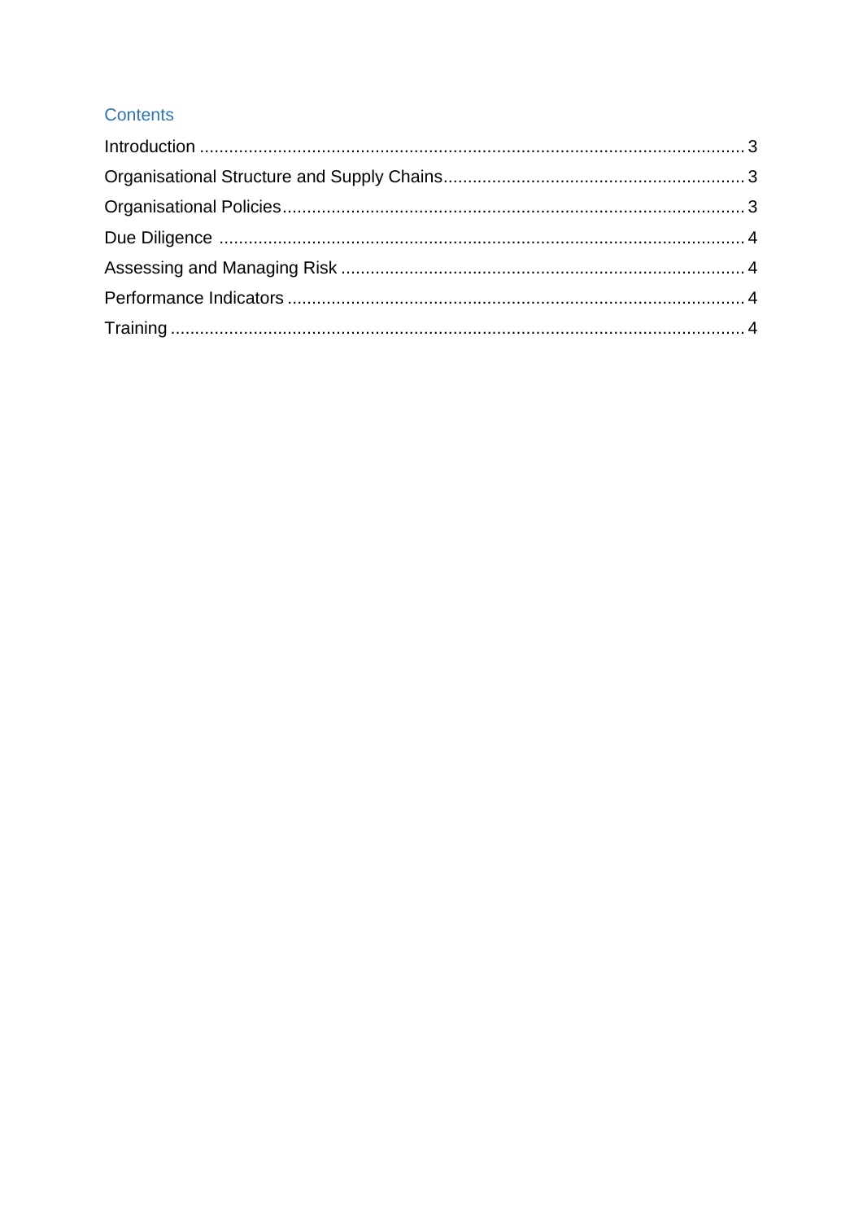## Contents

- Introduction ........................................................................................................ 3
- Organisational Structure and Supply Chains ...................................................... 3
- Organisational Policies ........................................................................................ 3
- Due Diligence ...................................................................................................... 4
- Assessing and Managing Risk ............................................................................. 4
- Performance Indicators ....................................................................................... 4
- Training ............................................................................................................... 4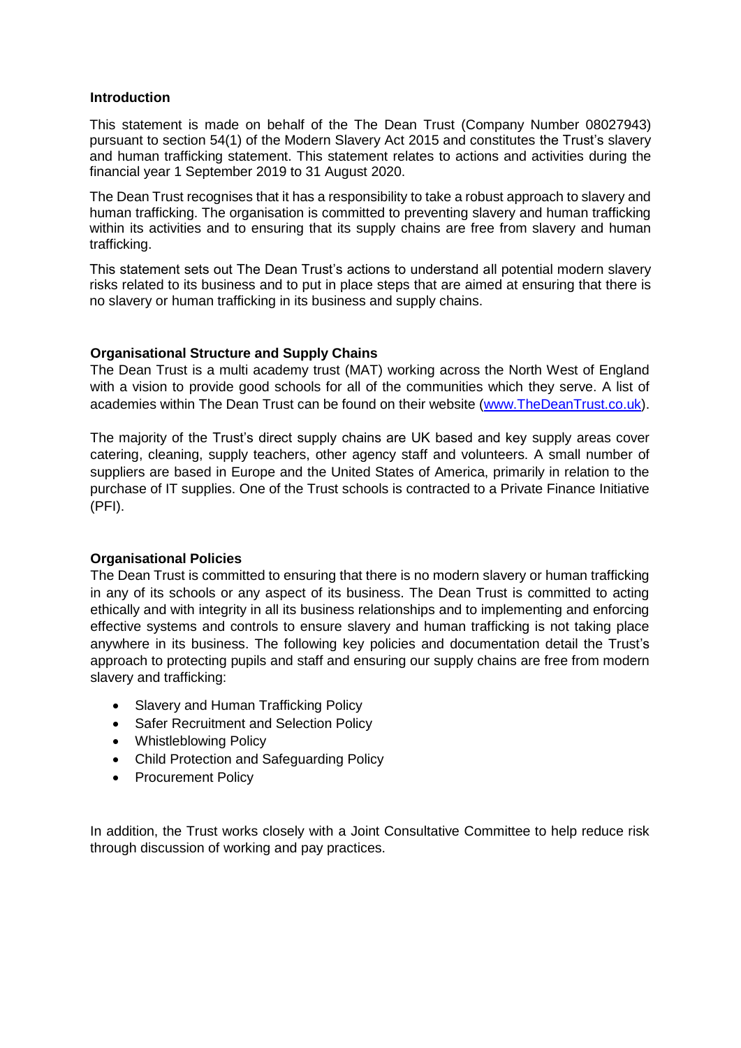## Introduction

This statement is made on behalf of the The Dean Trust (Company Number 08027943) pursuant to section 54(1) of the Modern Slavery Act 2015 and constitutes the Trust's slavery and human trafficking statement. This statement relates to actions and activities during the financial year 1 September 2019 to 31 August 2020.

The Dean Trust recognises that it has a responsibility to take a robust approach to slavery and human trafficking. The organisation is committed to preventing slavery and human trafficking within its activities and to ensuring that its supply chains are free from slavery and human trafficking.

This statement sets out The Dean Trust's actions to understand all potential modern slavery risks related to its business and to put in place steps that are aimed at ensuring that there is no slavery or human trafficking in its business and supply chains.

## Organisational Structure and Supply Chains

The Dean Trust is a multi academy trust (MAT) working across the North West of England with a vision to provide good schools for all of the communities which they serve. A list of academies within The Dean Trust can be found on their website ([www.TheDeanTrust.co.uk](www.TheDeanTrust.co.uk)).

The majority of the Trust's direct supply chains are UK based and key supply areas cover catering, cleaning, supply teachers, other agency staff and volunteers. A small number of suppliers are based in Europe and the United States of America, primarily in relation to the purchase of IT supplies. One of the Trust schools is contracted to a Private Finance Initiative (PFI).

## Organisational Policies

The Dean Trust is committed to ensuring that there is no modern slavery or human trafficking in any of its schools or any aspect of its business. The Dean Trust is committed to acting ethically and with integrity in all its business relationships and to implementing and enforcing effective systems and controls to ensure slavery and human trafficking is not taking place anywhere in its business. The following key policies and documentation detail the Trust's approach to protecting pupils and staff and ensuring our supply chains are free from modern slavery and trafficking:

- Slavery and Human Trafficking Policy
- Safer Recruitment and Selection Policy
- Whistleblowing Policy
- Child Protection and Safeguarding Policy
- Procurement Policy

In addition, the Trust works closely with a Joint Consultative Committee to help reduce risk through discussion of working and pay practices.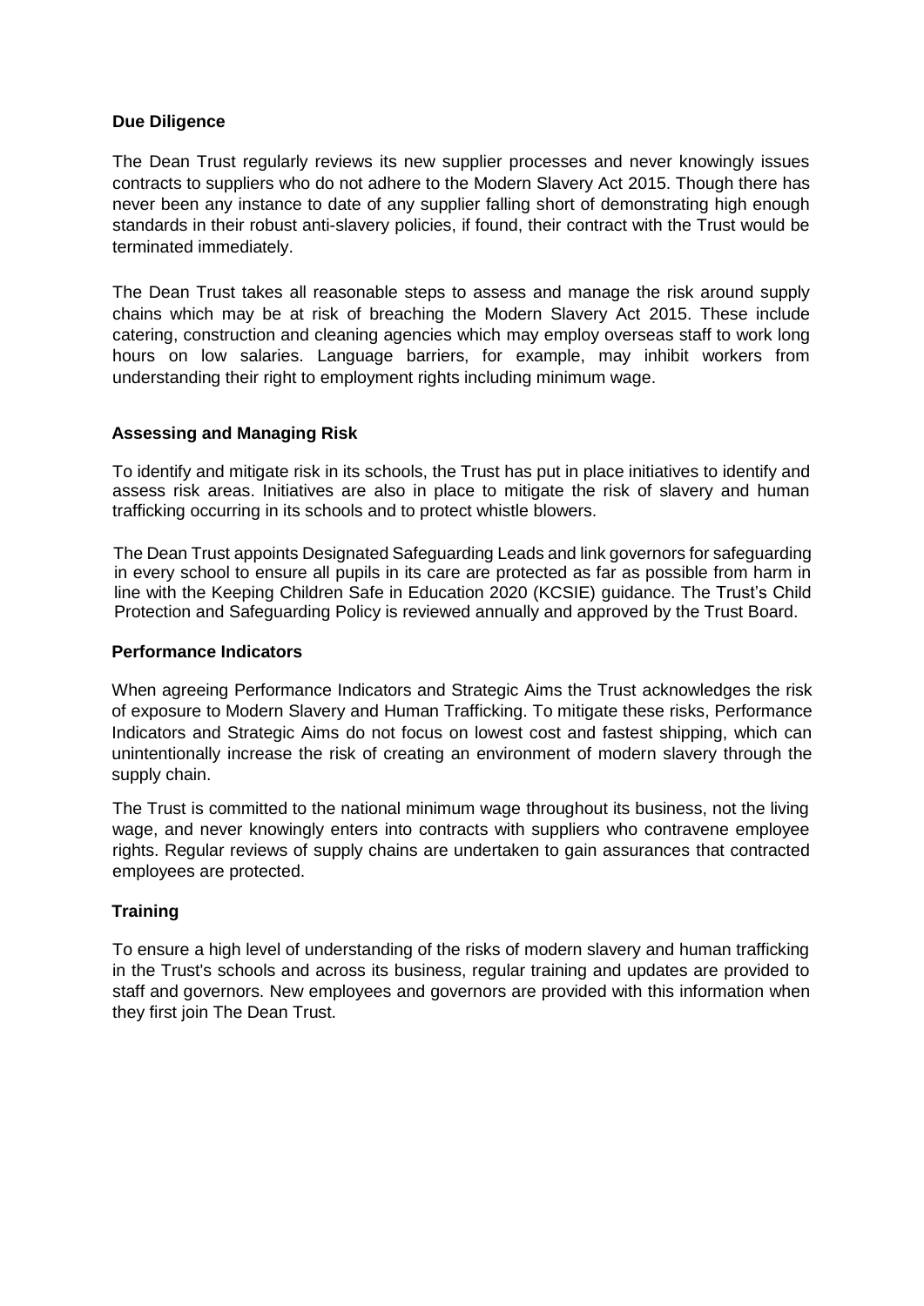**Due Diligence**

The Dean Trust regularly reviews its new supplier processes and never knowingly issues contracts to suppliers who do not adhere to the Modern Slavery Act 2015. Though there has never been any instance to date of any supplier falling short of demonstrating high enough standards in their robust anti-slavery policies, if found, their contract with the Trust would be terminated immediately.

The Dean Trust takes all reasonable steps to assess and manage the risk around supply chains which may be at risk of breaching the Modern Slavery Act 2015. These include catering, construction and cleaning agencies which may employ overseas staff to work long hours on low salaries. Language barriers, for example, may inhibit workers from understanding their right to employment rights including minimum wage.

**Assessing and Managing Risk**

To identify and mitigate risk in its schools, the Trust has put in place initiatives to identify and assess risk areas. Initiatives are also in place to mitigate the risk of slavery and human trafficking occurring in its schools and to protect whistle blowers.

The Dean Trust appoints Designated Safeguarding Leads and link governors for safeguarding in every school to ensure all pupils in its care are protected as far as possible from harm in line with the Keeping Children Safe in Education 2020 (KCSIE) guidance. The Trust's Child Protection and Safeguarding Policy is reviewed annually and approved by the Trust Board.

**Performance Indicators**

When agreeing Performance Indicators and Strategic Aims the Trust acknowledges the risk of exposure to Modern Slavery and Human Trafficking. To mitigate these risks, Performance Indicators and Strategic Aims do not focus on lowest cost and fastest shipping, which can unintentionally increase the risk of creating an environment of modern slavery through the supply chain.

The Trust is committed to the national minimum wage throughout its business, not the living wage, and never knowingly enters into contracts with suppliers who contravene employee rights. Regular reviews of supply chains are undertaken to gain assurances that contracted employees are protected.

**Training**

To ensure a high level of understanding of the risks of modern slavery and human trafficking in the Trust's schools and across its business, regular training and updates are provided to staff and governors. New employees and governors are provided with this information when they first join The Dean Trust.